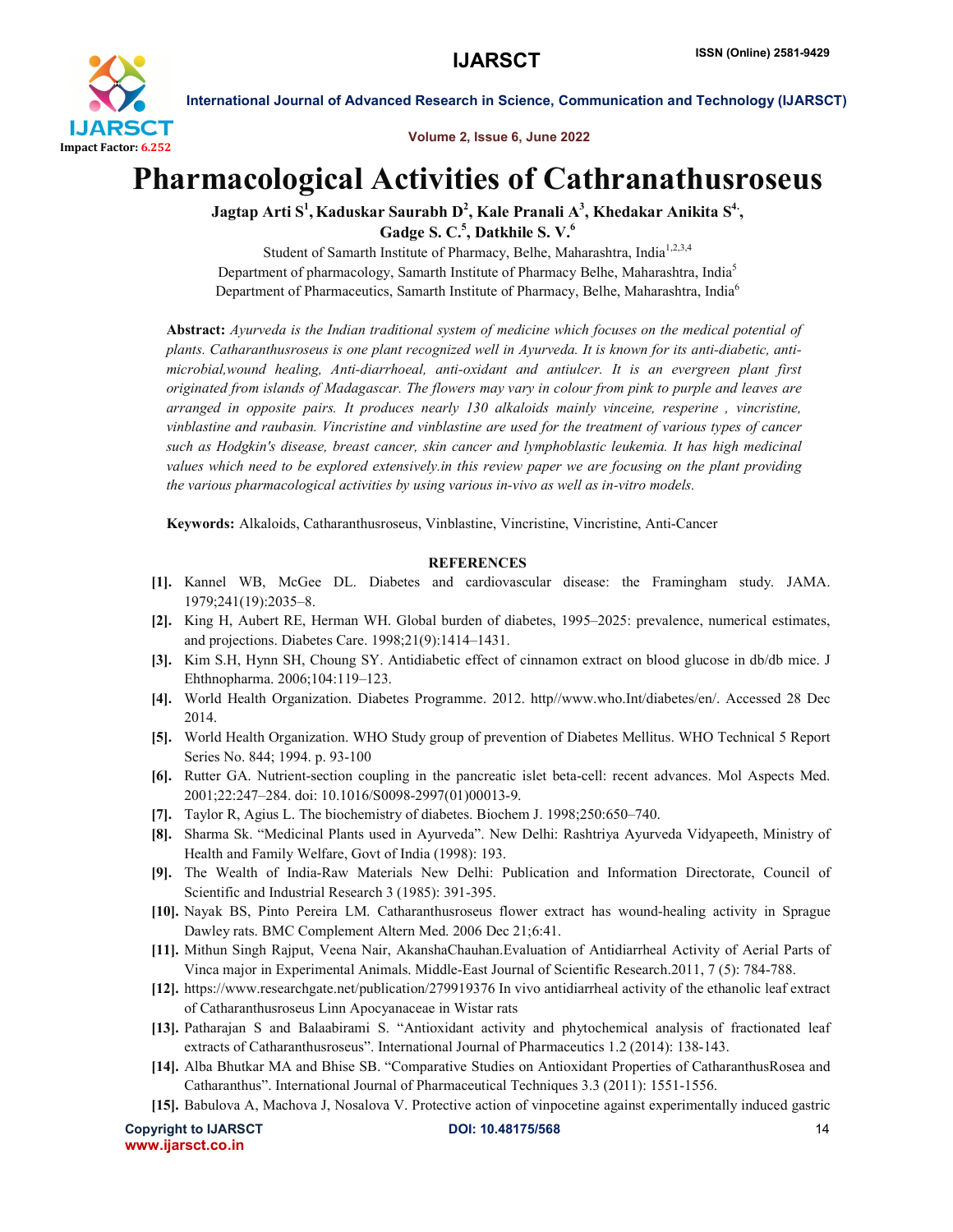# Pharmacological Activities of Cathranathusroseus

**Jagtap Arti S[1], Kaduskar Saurabh D[2], Kale Pranali A[3], Khedakar Anikita S[4], Gadge S. C.[5], Datkhile S. V.[6]**

Student of Samarth Institute of Pharmacy, Belhe, Maharashtra, India[1,2,3,4]
Department of pharmacology, Samarth Institute of Pharmacy Belhe, Maharashtra, India[5]
Department of Pharmaceutics, Samarth Institute of Pharmacy, Belhe, Maharashtra, India[6]

**Abstract:** *Ayurveda is the Indian traditional system of medicine which focuses on the medical potential of plants. Catharanthusroseus is one plant recognized well in Ayurveda. It is known for its anti-diabetic, anti-microbial,wound healing, Anti-diarrhoeal, anti-oxidant and antiulcer. It is an evergreen plant first originated from islands of Madagascar. The flowers may vary in colour from pink to purple and leaves are arranged in opposite pairs. It produces nearly 130 alkaloids mainly vinceine, resperine , vincristine, vinblastine and raubasin. Vincristine and vinblastine are used for the treatment of various types of cancer such as Hodgkin's disease, breast cancer, skin cancer and lymphoblastic leukemia. It has high medicinal values which need to be explored extensively.in this review paper we are focusing on the plant providing the various pharmacological activities by using various in-vivo as well as in-vitro models.*

**Keywords:** Alkaloids, Catharanthusroseus, Vinblastine, Vincristine, Vincristine, Anti-Cancer

## REFERENCES

[1]. Kannel WB, McGee DL. Diabetes and cardiovascular disease: the Framingham study. JAMA. 1979;241(19):2035–8.

[2]. King H, Aubert RE, Herman WH. Global burden of diabetes, 1995–2025: prevalence, numerical estimates, and projections. Diabetes Care. 1998;21(9):1414–1431.

[3]. Kim S.H, Hynn SH, Choung SY. Antidiabetic effect of cinnamon extract on blood glucose in db/db mice. J Ehthnopharma. 2006;104:119–123.

[4]. World Health Organization. Diabetes Programme. 2012. http//www.who.Int/diabetes/en/. Accessed 28 Dec 2014.

[5]. World Health Organization. WHO Study group of prevention of Diabetes Mellitus. WHO Technical 5 Report Series No. 844; 1994. p. 93-100

[6]. Rutter GA. Nutrient-section coupling in the pancreatic islet beta-cell: recent advances. Mol Aspects Med. 2001;22:247–284. doi: 10.1016/S0098-2997(01)00013-9.

[7]. Taylor R, Agius L. The biochemistry of diabetes. Biochem J. 1998;250:650–740.

[8]. Sharma Sk. "Medicinal Plants used in Ayurveda". New Delhi: Rashtriya Ayurveda Vidyapeeth, Ministry of Health and Family Welfare, Govt of India (1998): 193.

[9]. The Wealth of India-Raw Materials New Delhi: Publication and Information Directorate, Council of Scientific and Industrial Research 3 (1985): 391-395.

[10]. Nayak BS, Pinto Pereira LM. Catharanthusroseus flower extract has wound-healing activity in Sprague Dawley rats. BMC Complement Altern Med. 2006 Dec 21;6:41.

[11]. Mithun Singh Rajput, Veena Nair, AkanshaChauhan.Evaluation of Antidiarrheal Activity of Aerial Parts of Vinca major in Experimental Animals. Middle-East Journal of Scientific Research.2011, 7 (5): 784-788.

[12]. https://www.researchgate.net/publication/279919376 In vivo antidiarrheal activity of the ethanolic leaf extract of Catharanthusroseus Linn Apocyanaceae in Wistar rats

[13]. Patharajan S and Balaabirami S. "Antioxidant activity and phytochemical analysis of fractionated leaf extracts of Catharanthusroseus". International Journal of Pharmaceutics 1.2 (2014): 138-143.

[14]. Alba Bhutkar MA and Bhise SB. "Comparative Studies on Antioxidant Properties of CatharanthusRosea and Catharanthus". International Journal of Pharmaceutical Techniques 3.3 (2011): 1551-1556.

[15]. Babulova A, Machova J, Nosalova V. Protective action of vinpocetine against experimentally induced gastric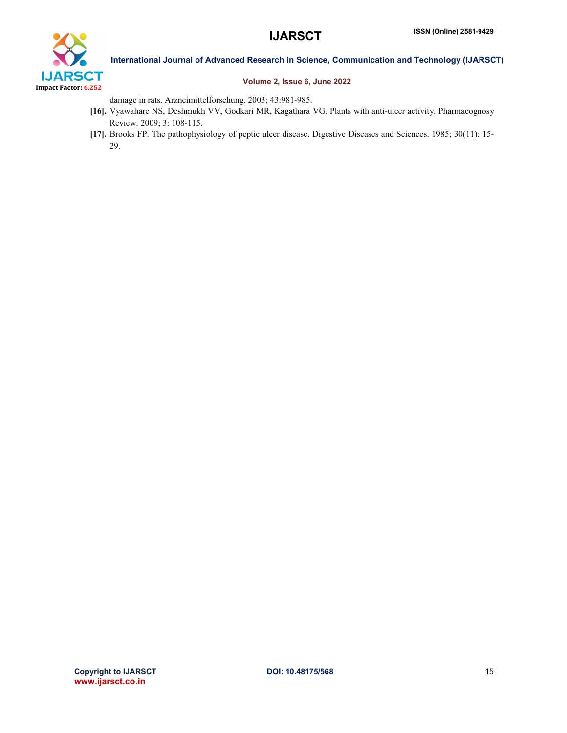damage in rats. Arzneimittelforschung. 2003; 43:981-985.

[16]. Vyawahare NS, Deshmukh VV, Godkari MR, Kagathara VG. Plants with anti-ulcer activity. Pharmacognosy Review. 2009; 3: 108-115.

[17]. Brooks FP. The pathophysiology of peptic ulcer disease. Digestive Diseases and Sciences. 1985; 30(11): 15-29.